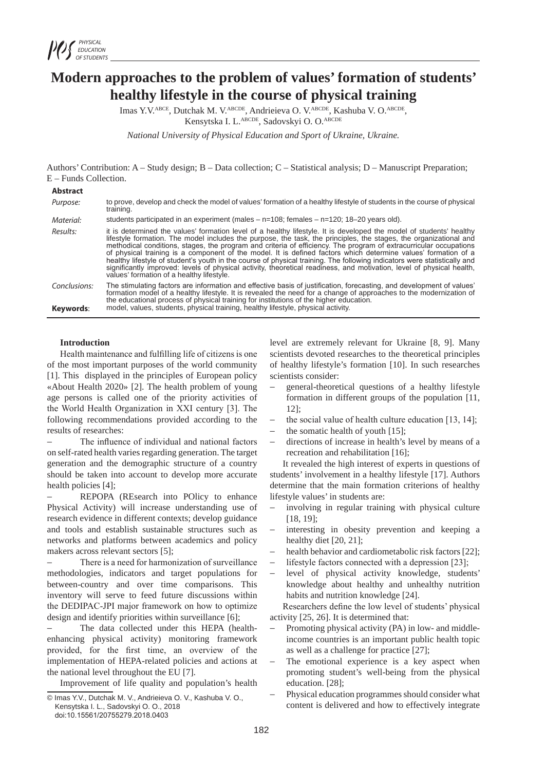# Modern approaches to the problem of values' formation of students' healthy lifestyle in the course of physical training

Imas Y.V.[ABCE], Dutchak M. V.[ABCDE], Andrieieva O. V.[ABCDE], Kashuba V. O.[ABCDE], Kensytska I. L.[ABCDE], Sadovskyi O. O.[ABCDE]

*National University of Physical Education and Sport of Ukraine, Ukraine.*

Authors' Contribution: A – Study design; B – Data collection; C – Statistical analysis; D – Manuscript Preparation; E – Funds Collection.

**Abstract**

*Purpose:* to prove, develop and check the model of values' formation of a healthy lifestyle of students in the course of physical training.

*Material:* students participated in an experiment (males – n=108; females – n=120; 18–20 years old).

*Results:* it is determined the values' formation level of a healthy lifestyle. It is developed the model of students' healthy lifestyle formation. The model includes the purpose, the task, the principles, the stages, the organizational and methodical conditions, stages, the program and criteria of efficiency. The program of extracurricular occupations of physical training is a component of the model. It is defined factors which determine values' formation of a healthy lifestyle of student's youth in the course of physical training. The following indicators were statistically and significantly improved: levels of physical activity, theoretical readiness, and motivation, level of physical health, values' formation of a healthy lifestyle.

*Conclusions:* The stimulating factors are information and effective basis of justification, forecasting, and development of values' formation model of a healthy lifestyle. It is revealed the need for a change of approaches to the modernization of the educational process of physical training for institutions of the higher education.

**Keywords**: model, values, students, physical training, healthy lifestyle, physical activity.

## Introduction

Health maintenance and fulfilling life of citizens is one of the most important purposes of the world community [1]. This displayed in the principles of European policy «About Health 2020» [2]. The health problem of young age persons is called one of the priority activities of the World Health Organization in XXI century [3]. The following recommendations provided according to the results of researches:

– The influence of individual and national factors on self-rated health varies regarding generation. The target generation and the demographic structure of a country should be taken into account to develop more accurate health policies [4];

– REPOPA (REsearch into POlicy to enhance Physical Activity) will increase understanding use of research evidence in different contexts; develop guidance and tools and establish sustainable structures such as networks and platforms between academics and policy makers across relevant sectors [5];

– There is a need for harmonization of surveillance methodologies, indicators and target populations for between-country and over time comparisons. This inventory will serve to feed future discussions within the DEDIPAC-JPI major framework on how to optimize design and identify priorities within surveillance [6];

– The data collected under this HEPA (health-enhancing physical activity) monitoring framework provided, for the first time, an overview of the implementation of HEPA-related policies and actions at the national level throughout the EU [7].

Improvement of life quality and population's health level are extremely relevant for Ukraine [8, 9]. Many scientists devoted researches to the theoretical principles of healthy lifestyle's formation [10]. In such researches scientists consider:

– general-theoretical questions of a healthy lifestyle formation in different groups of the population [11, 12];
– the social value of health culture education [13, 14];
– the somatic health of youth [15];
– directions of increase in health's level by means of a recreation and rehabilitation [16];

It revealed the high interest of experts in questions of students' involvement in a healthy lifestyle [17]. Authors determine that the main formation criterions of healthy lifestyle values' in students are:

– involving in regular training with physical culture [18, 19];
– interesting in obesity prevention and keeping a healthy diet [20, 21];
– health behavior and cardiometabolic risk factors [22];
– lifestyle factors connected with a depression [23];
– level of physical activity knowledge, students' knowledge about healthy and unhealthy nutrition habits and nutrition knowledge [24].

Researchers define the low level of students' physical activity [25, 26]. It is determined that:

– Promoting physical activity (PA) in low- and middle-income countries is an important public health topic as well as a challenge for practice [27];
– The emotional experience is a key aspect when promoting student's well-being from the physical education. [28];
– Physical education programmes should consider what content is delivered and how to effectively integrate

© Imas Y.V., Dutchak M. V., Andrieieva O. V., Kashuba V. O., Kensytska I. L., Sadovskyi O. O., 2018
doi:10.15561/20755279.2018.0403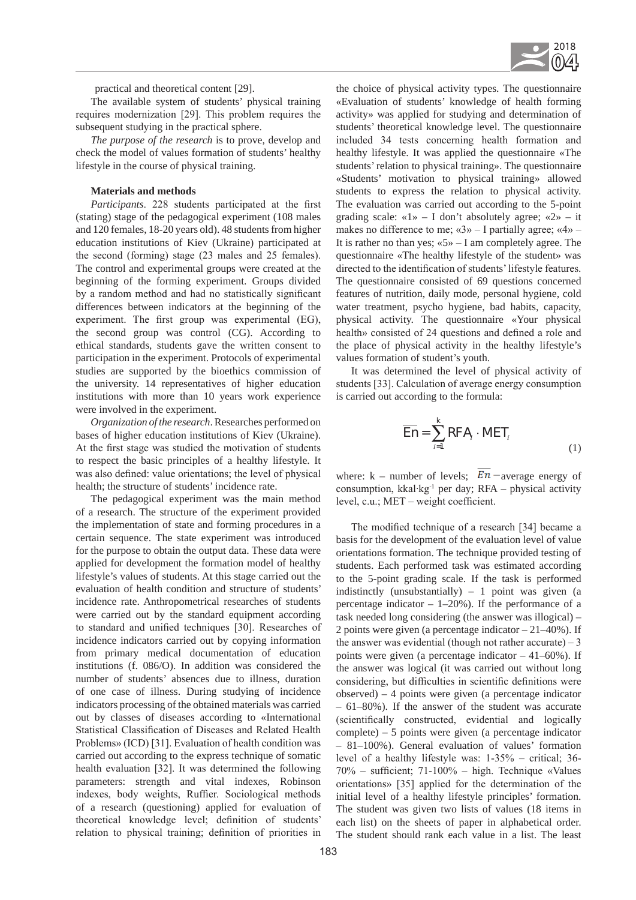practical and theoretical content [29].

The available system of students' physical training requires modernization [29]. This problem requires the subsequent studying in the practical sphere.

*The purpose of the research* is to prove, develop and check the model of values formation of students' healthy lifestyle in the course of physical training.

**Materials and methods**

*Participants*. 228 students participated at the first (stating) stage of the pedagogical experiment (108 males and 120 females, 18-20 years old). 48 students from higher education institutions of Kiev (Ukraine) participated at the second (forming) stage (23 males and 25 females). The control and experimental groups were created at the beginning of the forming experiment. Groups divided by a random method and had no statistically significant differences between indicators at the beginning of the experiment. The first group was experimental (EG), the second group was control (CG). According to ethical standards, students gave the written consent to participation in the experiment. Protocols of experimental studies are supported by the bioethics commission of the university. 14 representatives of higher education institutions with more than 10 years work experience were involved in the experiment.

*Organization of the research*. Researches performed on bases of higher education institutions of Kiev (Ukraine). At the first stage was studied the motivation of students to respect the basic principles of a healthy lifestyle. It was also defined: value orientations; the level of physical health; the structure of students' incidence rate.

The pedagogical experiment was the main method of a research. The structure of the experiment provided the implementation of state and forming procedures in a certain sequence. The state experiment was introduced for the purpose to obtain the output data. These data were applied for development the formation model of healthy lifestyle's values of students. At this stage carried out the evaluation of health condition and structure of students' incidence rate. Anthropometrical researches of students were carried out by the standard equipment according to standard and unified techniques [30]. Researches of incidence indicators carried out by copying information from primary medical documentation of education institutions (f. 086/O). In addition was considered the number of students' absences due to illness, duration of one case of illness. During studying of incidence indicators processing of the obtained materials was carried out by classes of diseases according to «International Statistical Classification of Diseases and Related Health Problems» (ICD) [31]. Evaluation of health condition was carried out according to the express technique of somatic health evaluation [32]. It was determined the following parameters: strength and vital indexes, Robinson indexes, body weights, Ruffier. Sociological methods of a research (questioning) applied for evaluation of theoretical knowledge level; definition of students' relation to physical training; definition of priorities in the choice of physical activity types. The questionnaire «Evaluation of students' knowledge of health forming activity» was applied for studying and determination of students' theoretical knowledge level. The questionnaire included 34 tests concerning health formation and healthy lifestyle. It was applied the questionnaire «The students' relation to physical training». The questionnaire «Students' motivation to physical training» allowed students to express the relation to physical activity. The evaluation was carried out according to the 5-point grading scale: «1» – I don't absolutely agree; «2» – it makes no difference to me; «3» – I partially agree; «4» – It is rather no than yes; «5» – I am completely agree. The questionnaire «The healthy lifestyle of the student» was directed to the identification of students' lifestyle features. The questionnaire consisted of 69 questions concerned features of nutrition, daily mode, personal hygiene, cold water treatment, psycho hygiene, bad habits, capacity, physical activity. The questionnaire «Your physical health» consisted of 24 questions and defined a role and the place of physical activity in the healthy lifestyle's values formation of student's youth.

It was determined the level of physical activity of students [33]. Calculation of average energy consumption is carried out according to the formula:

$$\overline{En} = \sum_{i=1}^{k} RFA_i \cdot MET_i \tag{1}$$

where: k – number of levels; $\overline{En}$ – average energy of consumption, kkal·kg$^{-1}$ per day; RFA – physical activity level, c.u.; MET – weight coefficient.

The modified technique of a research [34] became a basis for the development of the evaluation level of value orientations formation. The technique provided testing of students. Each performed task was estimated according to the 5-point grading scale. If the task is performed indistinctly (unsubstantially) – 1 point was given (a percentage indicator – 1–20%). If the performance of a task needed long considering (the answer was illogical) – 2 points were given (a percentage indicator – 21–40%). If the answer was evidential (though not rather accurate) – 3 points were given (a percentage indicator – 41–60%). If the answer was logical (it was carried out without long considering, but difficulties in scientific definitions were observed) – 4 points were given (a percentage indicator – 61–80%). If the answer of the student was accurate (scientifically constructed, evidential and logically complete) – 5 points were given (a percentage indicator – 81–100%). General evaluation of values' formation level of a healthy lifestyle was: 1-35% – critical; 36-70% – sufficient; 71-100% – high. Technique «Values orientations» [35] applied for the determination of the initial level of a healthy lifestyle principles' formation. The student was given two lists of values (18 items in each list) on the sheets of paper in alphabetical order. The student should rank each value in a list. The least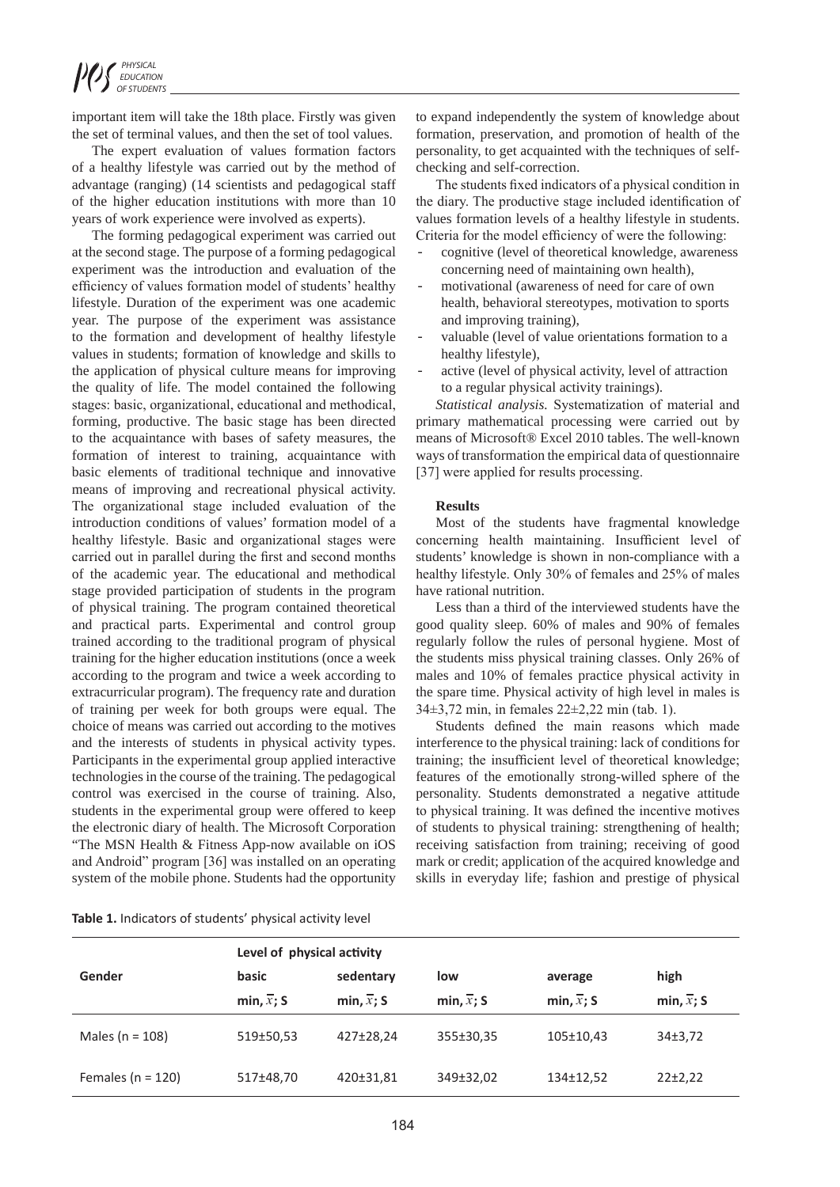important item will take the 18th place. Firstly was given the set of terminal values, and then the set of tool values.

The expert evaluation of values formation factors of a healthy lifestyle was carried out by the method of advantage (ranging) (14 scientists and pedagogical staff of the higher education institutions with more than 10 years of work experience were involved as experts).

The forming pedagogical experiment was carried out at the second stage. The purpose of a forming pedagogical experiment was the introduction and evaluation of the efficiency of values formation model of students' healthy lifestyle. Duration of the experiment was one academic year. The purpose of the experiment was assistance to the formation and development of healthy lifestyle values in students; formation of knowledge and skills to the application of physical culture means for improving the quality of life. The model contained the following stages: basic, organizational, educational and methodical, forming, productive. The basic stage has been directed to the acquaintance with bases of safety measures, the formation of interest to training, acquaintance with basic elements of traditional technique and innovative means of improving and recreational physical activity. The organizational stage included evaluation of the introduction conditions of values' formation model of a healthy lifestyle. Basic and organizational stages were carried out in parallel during the first and second months of the academic year. The educational and methodical stage provided participation of students in the program of physical training. The program contained theoretical and practical parts. Experimental and control group trained according to the traditional program of physical training for the higher education institutions (once a week according to the program and twice a week according to extracurricular program). The frequency rate and duration of training per week for both groups were equal. The choice of means was carried out according to the motives and the interests of students in physical activity types. Participants in the experimental group applied interactive technologies in the course of the training. The pedagogical control was exercised in the course of training. Also, students in the experimental group were offered to keep the electronic diary of health. The Microsoft Corporation "The MSN Health & Fitness App-now available on iOS and Android" program [36] was installed on an operating system of the mobile phone. Students had the opportunity to expand independently the system of knowledge about formation, preservation, and promotion of health of the personality, to get acquainted with the techniques of self-checking and self-correction.

The students fixed indicators of a physical condition in the diary. The productive stage included identification of values formation levels of a healthy lifestyle in students. Criteria for the model efficiency of were the following:

- cognitive (level of theoretical knowledge, awareness concerning need of maintaining own health),
- motivational (awareness of need for care of own health, behavioral stereotypes, motivation to sports and improving training),
- valuable (level of value orientations formation to a healthy lifestyle),
- active (level of physical activity, level of attraction to a regular physical activity trainings).

*Statistical analysis.* Systematization of material and primary mathematical processing were carried out by means of Microsoft® Excel 2010 tables. The well-known ways of transformation the empirical data of questionnaire [37] were applied for results processing.

## Results

Most of the students have fragmental knowledge concerning health maintaining. Insufficient level of students' knowledge is shown in non-compliance with a healthy lifestyle. Only 30% of females and 25% of males have rational nutrition.

Less than a third of the interviewed students have the good quality sleep. 60% of males and 90% of females regularly follow the rules of personal hygiene. Most of the students miss physical training classes. Only 26% of males and 10% of females practice physical activity in the spare time. Physical activity of high level in males is 34±3,72 min, in females 22±2,22 min (tab. 1).

Students defined the main reasons which made interference to the physical training: lack of conditions for training; the insufficient level of theoretical knowledge; features of the emotionally strong-willed sphere of the personality. Students demonstrated a negative attitude to physical training. It was defined the incentive motives of students to physical training: strengthening of health; receiving satisfaction from training; receiving of good mark or credit; application of the acquired knowledge and skills in everyday life; fashion and prestige of physical

**Table 1.** Indicators of students' physical activity level

| Gender | Level of physical activity | | | | |
|---|---|---|---|---|---|
| | basic | sedentary | low | average | high |
| | min, $\bar{x}$; S | min, $\bar{x}$; S | min, $\bar{x}$; S | min, $\bar{x}$; S | min, $\bar{x}$; S |
| Males (n = 108) | 519±50,53 | 427±28,24 | 355±30,35 | 105±10,43 | 34±3,72 |
| Females (n = 120) | 517±48,70 | 420±31,81 | 349±32,02 | 134±12,52 | 22±2,22 |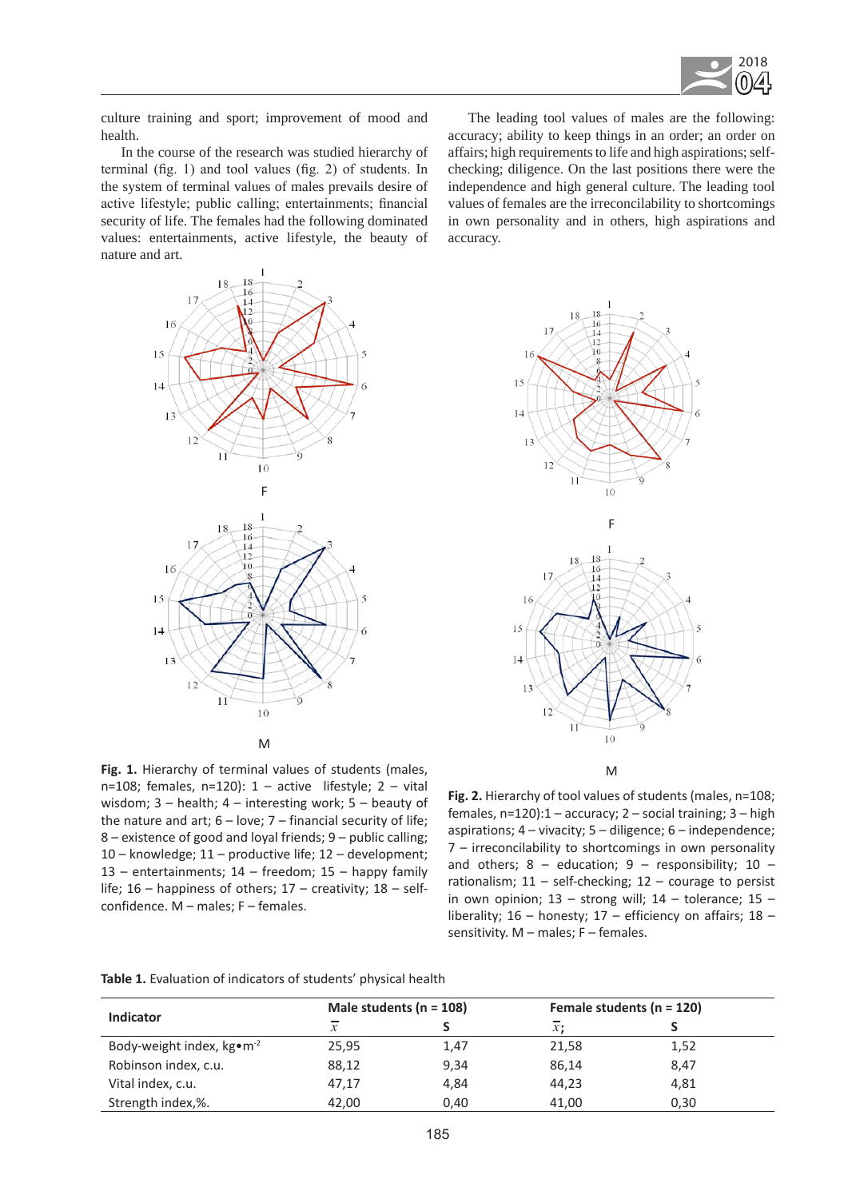culture training and sport; improvement of mood and health.

In the course of the research was studied hierarchy of terminal (fig. 1) and tool values (fig. 2) of students. In the system of terminal values of males prevails desire of active lifestyle; public calling; entertainments; financial security of life. The females had the following dominated values: entertainments, active lifestyle, the beauty of nature and art.

The leading tool values of males are the following: accuracy; ability to keep things in an order; an order on affairs; high requirements to life and high aspirations; self-checking; diligence. On the last positions there were the independence and high general culture. The leading tool values of females are the irreconcilability to shortcomings in own personality and in others, high aspirations and accuracy.

**Fig. 1.** Hierarchy of terminal values of students (males, n=108; females, n=120): 1 – active lifestyle; 2 – vital wisdom; 3 – health; 4 – interesting work; 5 – beauty of the nature and art; 6 – love; 7 – financial security of life; 8 – existence of good and loyal friends; 9 – public calling; 10 – knowledge; 11 – productive life; 12 – development; 13 – entertainments; 14 – freedom; 15 – happy family life; 16 – happiness of others; 17 – creativity; 18 – self-confidence. M – males; F – females.

**Fig. 2.** Hierarchy of tool values of students (males, n=108; females, n=120):1 – accuracy; 2 – social training; 3 – high aspirations; 4 – vivacity; 5 – diligence; 6 – independence; 7 – irreconcilability to shortcomings in own personality and others; 8 – education; 9 – responsibility; 10 – rationalism; 11 – self-checking; 12 – courage to persist in own opinion; 13 – strong will; 14 – tolerance; 15 – liberality; 16 – honesty; 17 – efficiency on affairs; 18 – sensitivity. M – males; F – females.

**Table 1.** Evaluation of indicators of students' physical health

| Indicator | Male students (n = 108) | | Female students (n = 120) | |
|---|---|---|---|---|
| | $\bar{x}$ | S | $\bar{x}$; | S |
| Body-weight index, kg•m$^{-2}$ | 25,95 | 1,47 | 21,58 | 1,52 |
| Robinson index, c.u. | 88,12 | 9,34 | 86,14 | 8,47 |
| Vital index, c.u. | 47,17 | 4,84 | 44,23 | 4,81 |
| Strength index,%. | 42,00 | 0,40 | 41,00 | 0,30 |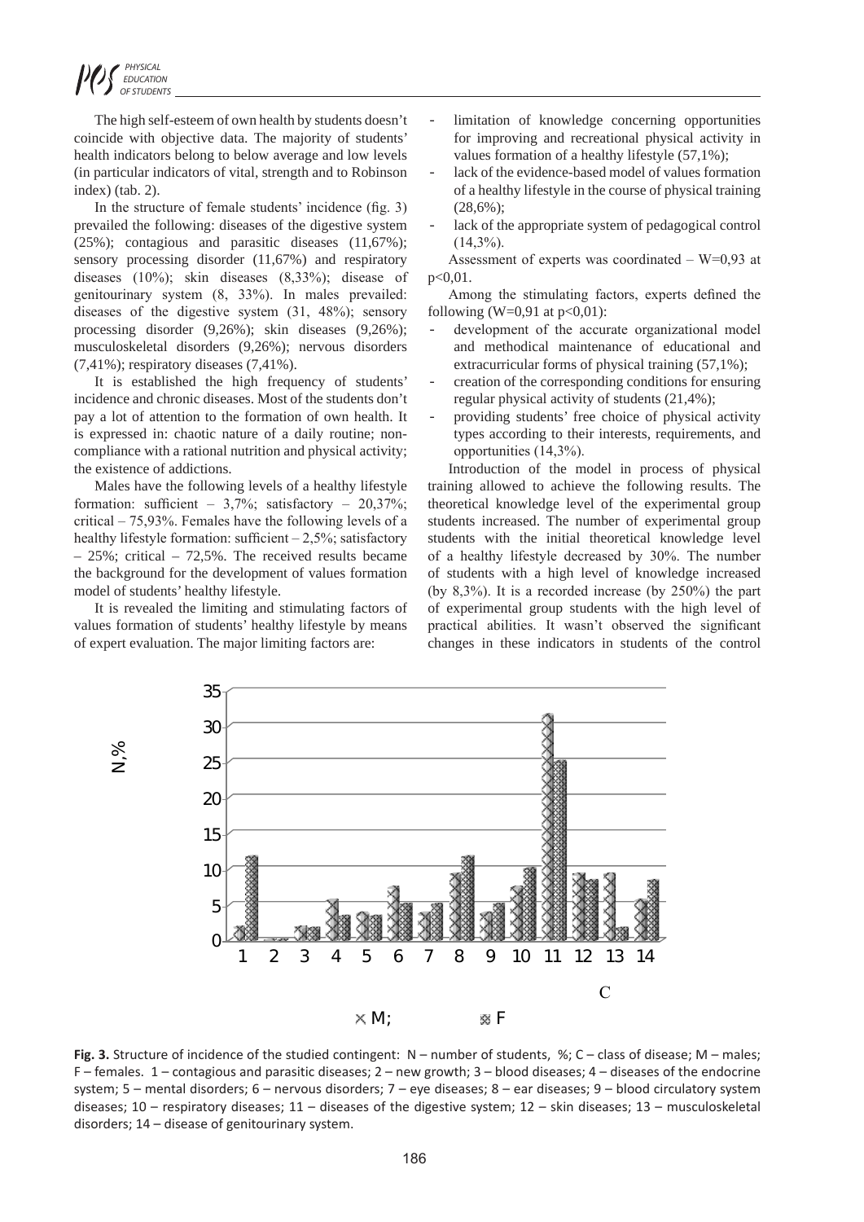The high self-esteem of own health by students doesn't coincide with objective data. The majority of students' health indicators belong to below average and low levels (in particular indicators of vital, strength and to Robinson index) (tab. 2).

In the structure of female students' incidence (fig. 3) prevailed the following: diseases of the digestive system (25%); contagious and parasitic diseases (11,67%); sensory processing disorder (11,67%) and respiratory diseases (10%); skin diseases (8,33%); disease of genitourinary system (8, 33%). In males prevailed: diseases of the digestive system (31, 48%); sensory processing disorder (9,26%); skin diseases (9,26%); musculoskeletal disorders (9,26%); nervous disorders (7,41%); respiratory diseases (7,41%).

It is established the high frequency of students' incidence and chronic diseases. Most of the students don't pay a lot of attention to the formation of own health. It is expressed in: chaotic nature of a daily routine; non-compliance with a rational nutrition and physical activity; the existence of addictions.

Males have the following levels of a healthy lifestyle formation: sufficient – 3,7%; satisfactory – 20,37%; critical – 75,93%. Females have the following levels of a healthy lifestyle formation: sufficient – 2,5%; satisfactory – 25%; critical – 72,5%. The received results became the background for the development of values formation model of students' healthy lifestyle.

It is revealed the limiting and stimulating factors of values formation of students' healthy lifestyle by means of expert evaluation. The major limiting factors are:

- limitation of knowledge concerning opportunities for improving and recreational physical activity in values formation of a healthy lifestyle (57,1%);
- lack of the evidence-based model of values formation of a healthy lifestyle in the course of physical training (28,6%);
- lack of the appropriate system of pedagogical control (14,3%).

Assessment of experts was coordinated – W=0,93 at p<0,01.

Among the stimulating factors, experts defined the following (W=0,91 at p<0,01):

- development of the accurate organizational model and methodical maintenance of educational and extracurricular forms of physical training (57,1%);
- creation of the corresponding conditions for ensuring regular physical activity of students (21,4%);
- providing students' free choice of physical activity types according to their interests, requirements, and opportunities (14,3%).

Introduction of the model in process of physical training allowed to achieve the following results. The theoretical knowledge level of the experimental group students increased. The number of experimental group students with the initial theoretical knowledge level of a healthy lifestyle decreased by 30%. The number of students with a high level of knowledge increased (by 8,3%). It is a recorded increase (by 250%) the part of experimental group students with the high level of practical abilities. It wasn't observed the significant changes in these indicators in students of the control

**Fig. 3.** Structure of incidence of the studied contingent: N – number of students, %; C – class of disease; M – males; F – females. 1 – contagious and parasitic diseases; 2 – new growth; 3 – blood diseases; 4 – diseases of the endocrine system; 5 – mental disorders; 6 – nervous disorders; 7 – eye diseases; 8 – ear diseases; 9 – blood circulatory system diseases; 10 – respiratory diseases; 11 – diseases of the digestive system; 12 – skin diseases; 13 – musculoskeletal disorders; 14 – disease of genitourinary system.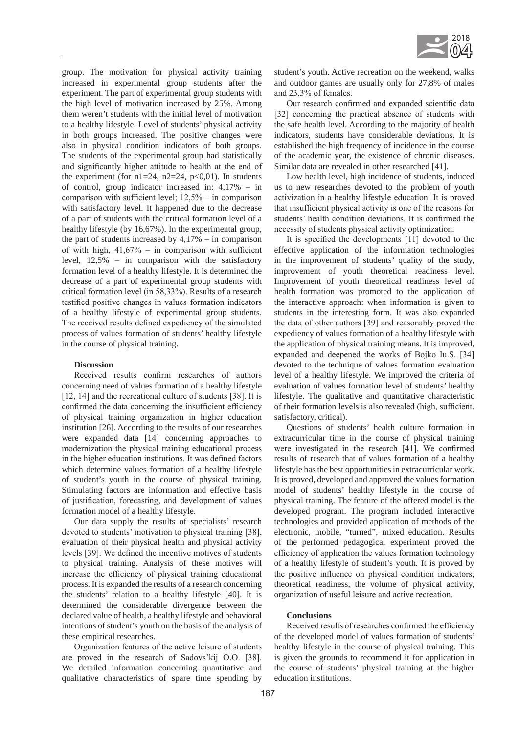group. The motivation for physical activity training increased in experimental group students after the experiment. The part of experimental group students with the high level of motivation increased by 25%. Among them weren't students with the initial level of motivation to a healthy lifestyle. Level of students' physical activity in both groups increased. The positive changes were also in physical condition indicators of both groups. The students of the experimental group had statistically and significantly higher attitude to health at the end of the experiment (for $n1=24$, $n2=24$, $p<0{,}01$). In students of control, group indicator increased in: 4,17% – in comparison with sufficient level; 12,5% – in comparison with satisfactory level. It happened due to the decrease of a part of students with the critical formation level of a healthy lifestyle (by 16,67%). In the experimental group, the part of students increased by 4,17% – in comparison of with high, 41,67% – in comparison with sufficient level, 12,5% – in comparison with the satisfactory formation level of a healthy lifestyle. It is determined the decrease of a part of experimental group students with critical formation level (in 58,33%). Results of a research testified positive changes in values formation indicators of a healthy lifestyle of experimental group students. The received results defined expediency of the simulated process of values formation of students' healthy lifestyle in the course of physical training.

## Discussion

Received results confirm researches of authors concerning need of values formation of a healthy lifestyle [12, 14] and the recreational culture of students [38]. It is confirmed the data concerning the insufficient efficiency of physical training organization in higher education institution [26]. According to the results of our researches were expanded data [14] concerning approaches to modernization the physical training educational process in the higher education institutions. It was defined factors which determine values formation of a healthy lifestyle of student's youth in the course of physical training. Stimulating factors are information and effective basis of justification, forecasting, and development of values formation model of a healthy lifestyle.

Our data supply the results of specialists' research devoted to students' motivation to physical training [38], evaluation of their physical health and physical activity levels [39]. We defined the incentive motives of students to physical training. Analysis of these motives will increase the efficiency of physical training educational process. It is expanded the results of a research concerning the students' relation to a healthy lifestyle [40]. It is determined the considerable divergence between the declared value of health, a healthy lifestyle and behavioral intentions of student's youth on the basis of the analysis of these empirical researches.

Organization features of the active leisure of students are proved in the research of Sadovs'kij O.O. [38]. We detailed information concerning quantitative and qualitative characteristics of spare time spending by student's youth. Active recreation on the weekend, walks and outdoor games are usually only for 27,8% of males and 23,3% of females.

Our research confirmed and expanded scientific data [32] concerning the practical absence of students with the safe health level. According to the majority of health indicators, students have considerable deviations. It is established the high frequency of incidence in the course of the academic year, the existence of chronic diseases. Similar data are revealed in other researched [41].

Low health level, high incidence of students, induced us to new researches devoted to the problem of youth activization in a healthy lifestyle education. It is proved that insufficient physical activity is one of the reasons for students' health condition deviations. It is confirmed the necessity of students physical activity optimization.

It is specified the developments [11] devoted to the effective application of the information technologies in the improvement of students' quality of the study, improvement of youth theoretical readiness level. Improvement of youth theoretical readiness level of health formation was promoted to the application of the interactive approach: when information is given to students in the interesting form. It was also expanded the data of other authors [39] and reasonably proved the expediency of values formation of a healthy lifestyle with the application of physical training means. It is improved, expanded and deepened the works of Bojko Iu.S. [34] devoted to the technique of values formation evaluation level of a healthy lifestyle. We improved the criteria of evaluation of values formation level of students' healthy lifestyle. The qualitative and quantitative characteristic of their formation levels is also revealed (high, sufficient, satisfactory, critical).

Questions of students' health culture formation in extracurricular time in the course of physical training were investigated in the research [41]. We confirmed results of research that of values formation of a healthy lifestyle has the best opportunities in extracurricular work. It is proved, developed and approved the values formation model of students' healthy lifestyle in the course of physical training. The feature of the offered model is the developed program. The program included interactive technologies and provided application of methods of the electronic, mobile, "turned", mixed education. Results of the performed pedagogical experiment proved the efficiency of application the values formation technology of a healthy lifestyle of student's youth. It is proved by the positive influence on physical condition indicators, theoretical readiness, the volume of physical activity, organization of useful leisure and active recreation.

## Conclusions

Received results of researches confirmed the efficiency of the developed model of values formation of students' healthy lifestyle in the course of physical training. This is given the grounds to recommend it for application in the course of students' physical training at the higher education institutions.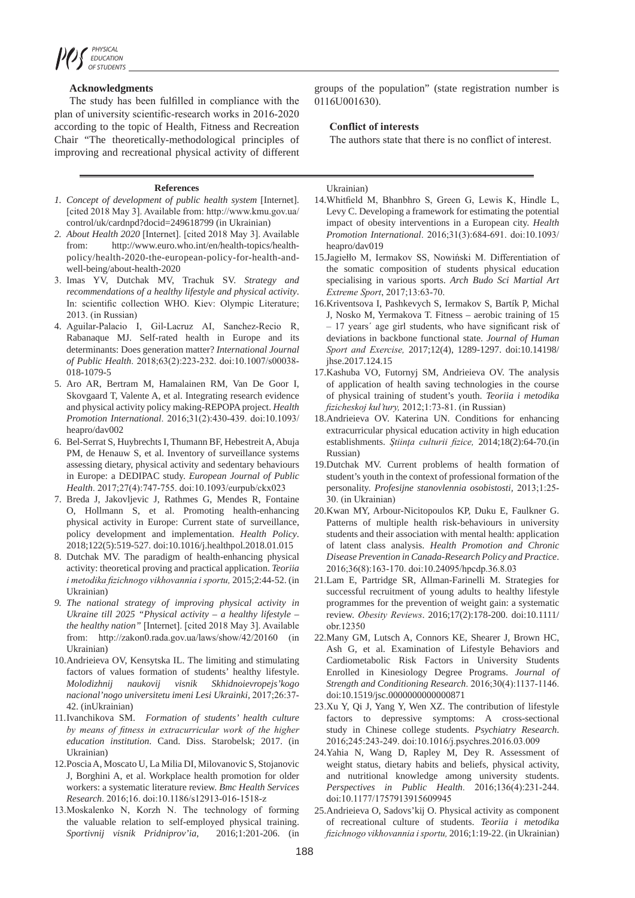### Acknowledgments

The study has been fulfilled in compliance with the plan of university scientific-research works in 2016-2020 according to the topic of Health, Fitness and Recreation Chair "The theoretically-methodological principles of improving and recreational physical activity of different groups of the population" (state registration number is 0116U001630).

### Conflict of interests

The authors state that there is no conflict of interest.

### References

1. *Concept of development of public health system* [Internet]. [cited 2018 May 3]. Available from: http://www.kmu.gov.ua/control/uk/cardnpd?docid=249618799 (in Ukrainian)
2. *About Health 2020* [Internet]. [cited 2018 May 3]. Available from: http://www.euro.who.int/en/health-topics/health-policy/health-2020-the-european-policy-for-health-and-well-being/about-health-2020
3. Imas YV, Dutchak MV, Trachuk SV. *Strategy and recommendations of a healthy lifestyle and physical activity*. In: scientific collection WHO. Kiev: Olympic Literature; 2013. (in Russian)
4. Aguilar-Palacio I, Gil-Lacruz AI, Sanchez-Recio R, Rabanaque MJ. Self-rated health in Europe and its determinants: Does generation matter? *International Journal of Public Health*. 2018;63(2):223-232. doi:10.1007/s00038-018-1079-5
5. Aro AR, Bertram M, Hamalainen RM, Van De Goor I, Skovgaard T, Valente A, et al. Integrating research evidence and physical activity policy making-REPOPA project. *Health Promotion International*. 2016;31(2):430-439. doi:10.1093/heapro/dav002
6. Bel-Serrat S, Huybrechts I, Thumann BF, Hebestreit A, Abuja PM, de Henauw S, et al. Inventory of surveillance systems assessing dietary, physical activity and sedentary behaviours in Europe: a DEDIPAC study. *European Journal of Public Health*. 2017;27(4):747-755. doi:10.1093/eurpub/ckx023
7. Breda J, Jakovljevic J, Rathmes G, Mendes R, Fontaine O, Hollmann S, et al. Promoting health-enhancing physical activity in Europe: Current state of surveillance, policy development and implementation. *Health Policy*. 2018;122(5):519-527. doi:10.1016/j.healthpol.2018.01.015
8. Dutchak MV. The paradigm of health-enhancing physical activity: theoretical proving and practical application. *Teoriia i metodika fizichnogo vikhovannia i sportu,* 2015;2:44-52. (in Ukrainian)
9. *The national strategy of improving physical activity in Ukraine till 2025 "Physical activity – a healthy lifestyle – the healthy nation"* [Internet]. [cited 2018 May 3]. Available from: http://zakon0.rada.gov.ua/laws/show/42/20160 (in Ukrainian)
10. Andrieieva OV, Kensytska IL. The limiting and stimulating factors of values formation of students' healthy lifestyle. *Molodizhnij naukovij visnik Skhidnoievropejs'kogo nacional'nogo universitetu imeni Lesi Ukrainki,* 2017;26:37-42. (inUkrainian)
11. Ivanchikova SM. *Formation of students' health culture by means of fitness in extracurricular work of the higher education institution*. Cand. Diss. Starobelsk; 2017. (in Ukrainian)
12. Poscia A, Moscato U, La Milia DI, Milovanovic S, Stojanovic J, Borghini A, et al. Workplace health promotion for older workers: a systematic literature review. *Bmc Health Services Research*. 2016;16. doi:10.1186/s12913-016-1518-z
13. Moskalenko N, Korzh N. The technology of forming the valuable relation to self-employed physical training. *Sportivnij visnik Pridniprov'ia,* 2016;1:201-206. (in Ukrainian)
14. Whitfield M, Bhanbhro S, Green G, Lewis K, Hindle L, Levy C. Developing a framework for estimating the potential impact of obesity interventions in a European city. *Health Promotion International*. 2016;31(3):684-691. doi:10.1093/heapro/dav019
15. Jagiełło M, Iermakov SS, Nowiński M. Differentiation of the somatic composition of students physical education specialising in various sports. *Arch Budo Sci Martial Art Extreme Sport*, 2017;13:63-70.
16. Kriventsova I, Pashkevych S, Iermakov S, Bartík P, Michal J, Nosko M, Yermakova T. Fitness – aerobic training of 15 – 17 years´ age girl students, who have significant risk of deviations in backbone functional state. *Journal of Human Sport and Exercise,* 2017;12(4), 1289-1297. doi:10.14198/jhse.2017.124.15
17. Kashuba VO, Futornyj SM, Andrieieva OV. The analysis of application of health saving technologies in the course of physical training of student's youth. *Teoriia i metodika fizicheskoj kul'tury,* 2012;1:73-81. (in Russian)
18. Andrieieva OV. Katerina UN. Conditions for enhancing extracurricular physical education activity in high education establishments. *Ştiinţa culturii fizice,* 2014;18(2):64-70.(in Russian)
19. Dutchak MV. Current problems of health formation of student's youth in the context of professional formation of the personality. *Profesijne stanovlennia osobistosti,* 2013;1:25-30. (in Ukrainian)
20. Kwan MY, Arbour-Nicitopoulos KP, Duku E, Faulkner G. Patterns of multiple health risk-behaviours in university students and their association with mental health: application of latent class analysis. *Health Promotion and Chronic Disease Prevention in Canada-Research Policy and Practice*. 2016;36(8):163-170. doi:10.24095/hpcdp.36.8.03
21. Lam E, Partridge SR, Allman-Farinelli M. Strategies for successful recruitment of young adults to healthy lifestyle programmes for the prevention of weight gain: a systematic review. *Obesity Reviews*. 2016;17(2):178-200. doi:10.1111/obr.12350
22. Many GM, Lutsch A, Connors KE, Shearer J, Brown HC, Ash G, et al. Examination of Lifestyle Behaviors and Cardiometabolic Risk Factors in University Students Enrolled in Kinesiology Degree Programs. *Journal of Strength and Conditioning Research*. 2016;30(4):1137-1146. doi:10.1519/jsc.0000000000000871
23. Xu Y, Qi J, Yang Y, Wen XZ. The contribution of lifestyle factors to depressive symptoms: A cross-sectional study in Chinese college students. *Psychiatry Research*. 2016;245:243-249. doi:10.1016/j.psychres.2016.03.009
24. Yahia N, Wang D, Rapley M, Dey R. Assessment of weight status, dietary habits and beliefs, physical activity, and nutritional knowledge among university students. *Perspectives in Public Health*. 2016;136(4):231-244. doi:10.1177/1757913915609945
25. Andrieieva O, Sadovs'kij O. Physical activity as component of recreational culture of students. *Teoriia i metodika fizichnogo vikhovannia i sportu,* 2016;1:19-22. (in Ukrainian)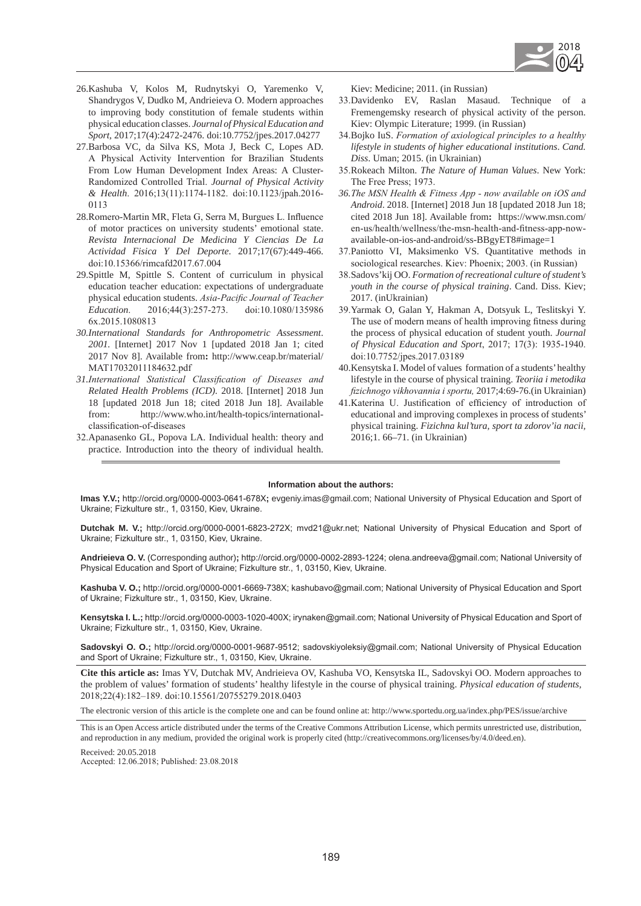26.Kashuba V, Kolos M, Rudnytskyi O, Yaremenko V, Shandrygos V, Dudko M, Andrieieva O. Modern approaches to improving body constitution of female students within physical education classes. *Journal of Physical Education and Sport*, 2017;17(4):2472-2476. doi:10.7752/jpes.2017.04277

27.Barbosa VC, da Silva KS, Mota J, Beck C, Lopes AD. A Physical Activity Intervention for Brazilian Students From Low Human Development Index Areas: A Cluster-Randomized Controlled Trial. *Journal of Physical Activity & Health*. 2016;13(11):1174-1182. doi:10.1123/jpah.2016-0113

28.Romero-Martin MR, Fleta G, Serra M, Burgues L. Influence of motor practices on university students' emotional state. *Revista Internacional De Medicina Y Ciencias De La Actividad Fisica Y Del Deporte*. 2017;17(67):449-466. doi:10.15366/rimcafd2017.67.004

29.Spittle M, Spittle S. Content of curriculum in physical education teacher education: expectations of undergraduate physical education students. *Asia-Pacific Journal of Teacher Education*. 2016;44(3):257-273. doi:10.1080/1359866x.2015.1080813

*30.International Standards for Anthropometric Assessment. 2001.* [Internet] 2017 Nov 1 [updated 2018 Jan 1; cited 2017 Nov 8]. Available from**:** http://www.ceap.br/material/MAT17032011184632.pdf

*31.International Statistical Classification of Diseases and Related Health Problems (ICD)*. 2018. [Internet] 2018 Jun 18 [updated 2018 Jun 18; cited 2018 Jun 18]. Available from: http://www.who.int/health-topics/international-classification-of-diseases

32.Apanasenko GL, Popova LA. Individual health: theory and practice. Introduction into the theory of individual health. Kiev: Medicine; 2011. (in Russian)

33.Davidenko EV, Raslan Masaud. Technique of a Fremengemsky research of physical activity of the person. Kiev: Olympic Literature; 1999. (in Russian)

34.Bojko IuS. *Formation of axiological principles to a healthy lifestyle in students of higher educational institutions*. *Cand. Diss*. Uman; 2015. (in Ukrainian)

35.Rokeach Milton. *The Nature of Human Values*. New York: The Free Press; 1973.

*36.The MSN Health & Fitness App - now available on iOS and Android*. 2018. [Internet] 2018 Jun 18 [updated 2018 Jun 18; cited 2018 Jun 18]. Available from**:** https://www.msn.com/en-us/health/wellness/the-msn-health-and-fitness-app-now-available-on-ios-and-android/ss-BBgyET8#image=1

37.Paniotto VI, Maksimenko VS. Quantitative methods in sociological researches. Kiev: Phoenix; 2003. (in Russian)

38.Sadovs'kij OO. *Formation of recreational culture of student's youth in the course of physical training*. Cand. Diss. Kiev; 2017. (inUkrainian)

39.Yarmak O, Galan Y, Hakman A, Dotsyuk L, Teslitskyi Y. The use of modern means of health improving fitness during the process of physical education of student youth. *Journal of Physical Education and Sport*, 2017; 17(3): 1935-1940. doi:10.7752/jpes.2017.03189

40.Kensytska I. Model of values formation of a students' healthy lifestyle in the course of physical training. *Teoriia i metodika fizichnogo vikhovannia i sportu,* 2017;4:69-76.(in Ukrainian)

41.Katerina U. Justification of efficiency of introduction of educational and improving complexes in process of students' physical training. *Fizichna kul'tura, sport ta zdorov'ia nacii,* 2016;1. 66–71. (in Ukrainian)

**Information about the authors:**

**Imas Y.V.;** http://orcid.org/0000-0003-0641-678X**;** evgeniy.imas@gmail.com; National University of Physical Education and Sport of Ukraine; Fizkulture str., 1, 03150, Kiev, Ukraine.

**Dutchak M. V.;** http://orcid.org/0000-0001-6823-272X; mvd21@ukr.net; National University of Physical Education and Sport of Ukraine; Fizkulture str., 1, 03150, Kiev, Ukraine.

**Andrieieva O. V.** (Corresponding author)**;** http://orcid.org/0000-0002-2893-1224; olena.andreeva@gmail.com; National University of Physical Education and Sport of Ukraine; Fizkulture str., 1, 03150, Kiev, Ukraine.

**Kashuba V. O.;** http://orcid.org/0000-0001-6669-738X; kashubavo@gmail.com; National University of Physical Education and Sport of Ukraine; Fizkulture str., 1, 03150, Kiev, Ukraine.

**Kensytska I. L.;** http://orcid.org/0000-0003-1020-400X; irynaken@gmail.com; National University of Physical Education and Sport of Ukraine; Fizkulture str., 1, 03150, Kiev, Ukraine.

**Sadovskyi O. O.;** http://orcid.org/0000-0001-9687-9512; sadovskiyoleksiy@gmail.com; National University of Physical Education and Sport of Ukraine; Fizkulture str., 1, 03150, Kiev, Ukraine.

**Cite this article as:** Imas YV, Dutchak MV, Andrieieva OV, Kashuba VO, Kensytska IL, Sadovskyi OO. Modern approaches to the problem of values' formation of students' healthy lifestyle in the course of physical training. *Physical education of students*, 2018;22(4):182–189. doi:10.15561/20755279.2018.0403

The electronic version of this article is the complete one and can be found online at: http://www.sportedu.org.ua/index.php/PES/issue/archive

This is an Open Access article distributed under the terms of the Creative Commons Attribution License, which permits unrestricted use, distribution, and reproduction in any medium, provided the original work is properly cited (http://creativecommons.org/licenses/by/4.0/deed.en).

Received: 20.05.2018
Accepted: 12.06.2018; Published: 23.08.2018